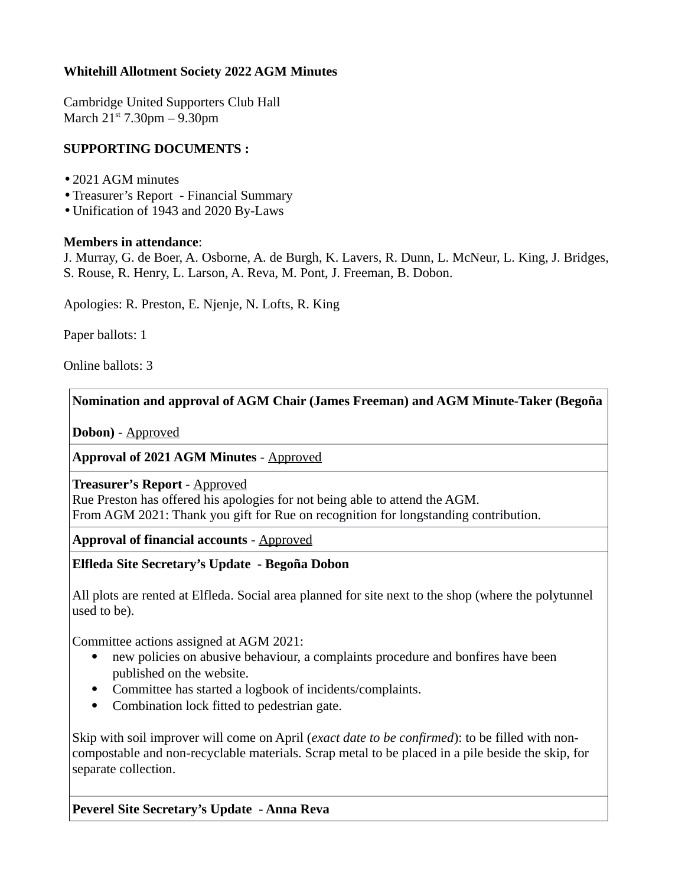**Whitehill Allotment Society 2022 AGM Minutes**

Cambridge United Supporters Club Hall
March 21st 7.30pm – 9.30pm

**SUPPORTING DOCUMENTS :**

- 2021 AGM minutes
- Treasurer's Report - Financial Summary
- Unification of 1943 and 2020 By-Laws

**Members in attendance**:
J. Murray, G. de Boer, A. Osborne, A. de Burgh, K. Lavers, R. Dunn, L. McNeur, L. King, J. Bridges, S. Rouse, R. Henry, L. Larson, A. Reva, M. Pont, J. Freeman, B. Dobon.

Apologies: R. Preston, E. Njenje, N. Lofts, R. King

Paper ballots: 1

Online ballots: 3

---

**Nomination and approval of AGM Chair (James Freeman) and AGM Minute-Taker (Begoña Dobon)** - Approved

---

**Approval of 2021 AGM Minutes** - Approved

---

**Treasurer's Report** - Approved
Rue Preston has offered his apologies for not being able to attend the AGM.
From AGM 2021: Thank you gift for Rue on recognition for longstanding contribution.

---

**Approval of financial accounts** - Approved

---

**Elfleda Site Secretary's Update - Begoña Dobon**

All plots are rented at Elfleda. Social area planned for site next to the shop (where the polytunnel used to be).

Committee actions assigned at AGM 2021:

- new policies on abusive behaviour, a complaints procedure and bonfires have been published on the website.
- Committee has started a logbook of incidents/complaints.
- Combination lock fitted to pedestrian gate.

Skip with soil improver will come on April (*exact date to be confirmed*): to be filled with non-compostable and non-recyclable materials. Scrap metal to be placed in a pile beside the skip, for separate collection.

---

**Peverel Site Secretary's Update - Anna Reva**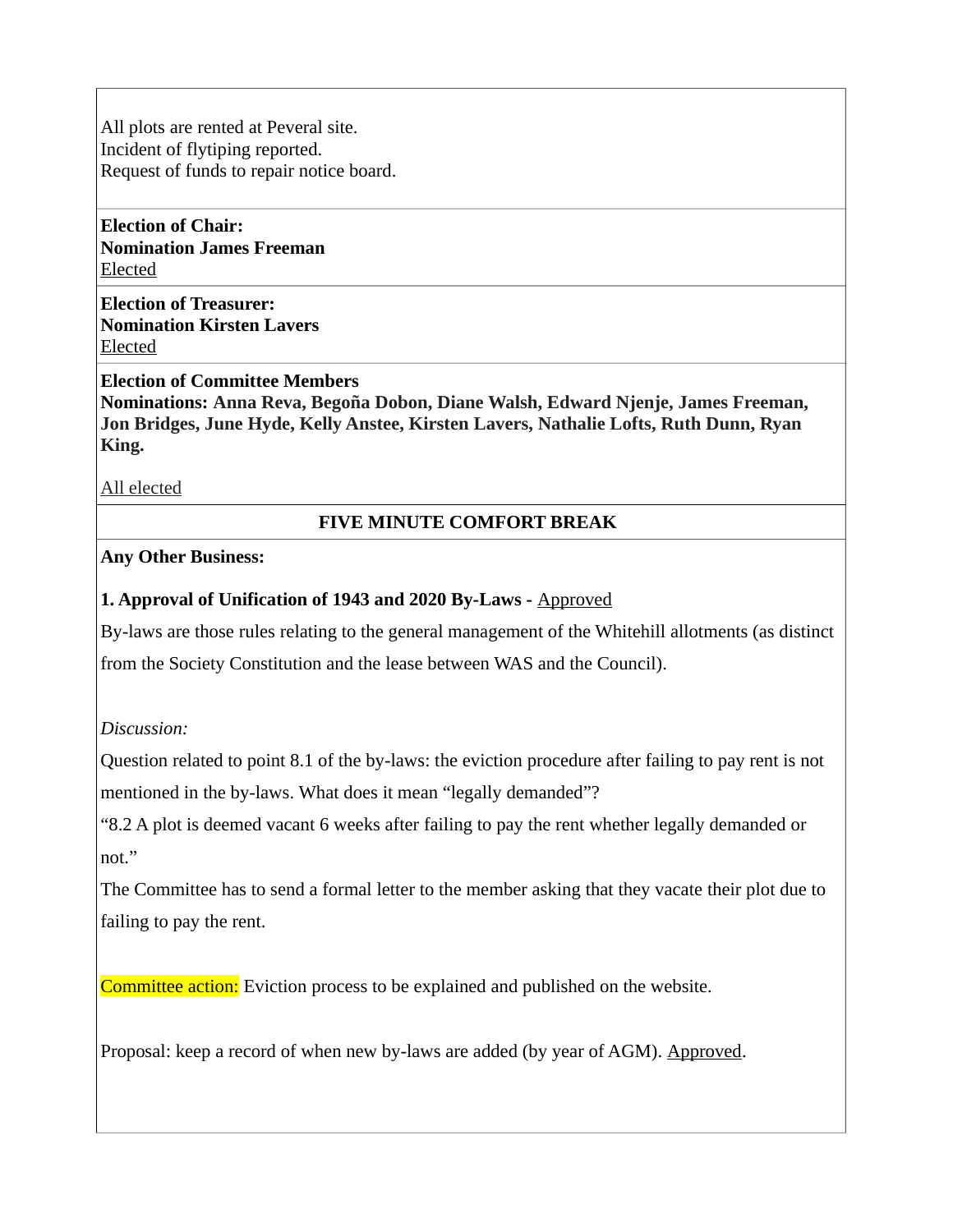All plots are rented at Peveral site.
Incident of flytiping reported.
Request of funds to repair notice board.

**Election of Chair:**
**Nomination James Freeman**
Elected

**Election of Treasurer:**
**Nomination Kirsten Lavers**
Elected

**Election of Committee Members**
**Nominations: Anna Reva, Begoña Dobon, Diane Walsh, Edward Njenje, James Freeman, Jon Bridges, June Hyde, Kelly Anstee, Kirsten Lavers, Nathalie Lofts, Ruth Dunn, Ryan King.**

All elected

**FIVE MINUTE COMFORT BREAK**

**Any Other Business:**

**1. Approval of Unification of 1943 and 2020 By-Laws -** Approved

By-laws are those rules relating to the general management of the Whitehill allotments (as distinct from the Society Constitution and the lease between WAS and the Council).

*Discussion:*

Question related to point 8.1 of the by-laws: the eviction procedure after failing to pay rent is not mentioned in the by-laws. What does it mean "legally demanded"?
"8.2 A plot is deemed vacant 6 weeks after failing to pay the rent whether legally demanded or not."
The Committee has to send a formal letter to the member asking that they vacate their plot due to failing to pay the rent.

Committee action: Eviction process to be explained and published on the website.

Proposal: keep a record of when new by-laws are added (by year of AGM). Approved.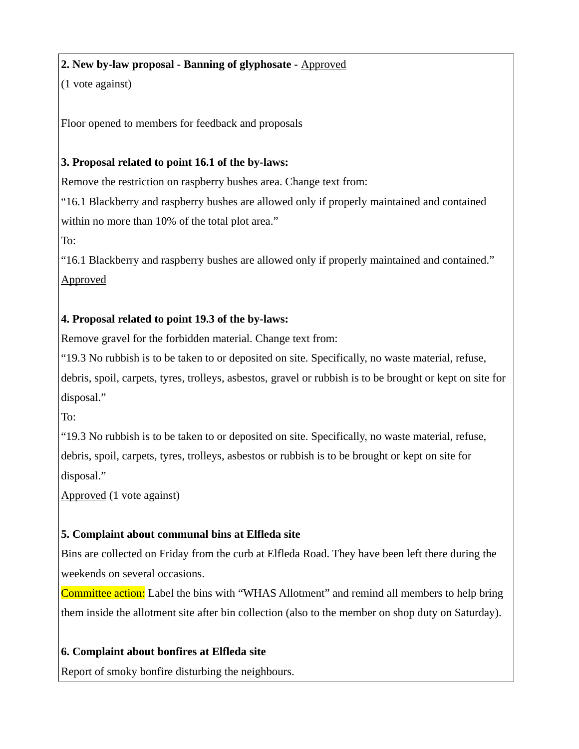**2. New by-law proposal - Banning of glyphosate -** Approved
(1 vote against)

Floor opened to members for feedback and proposals

**3. Proposal related to point 16.1 of the by-laws:**
Remove the restriction on raspberry bushes area. Change text from:
"16.1 Blackberry and raspberry bushes are allowed only if properly maintained and contained within no more than 10% of the total plot area."
To:
"16.1 Blackberry and raspberry bushes are allowed only if properly maintained and contained."
Approved

**4. Proposal related to point 19.3 of the by-laws:**
Remove gravel for the forbidden material. Change text from:
"19.3 No rubbish is to be taken to or deposited on site. Specifically, no waste material, refuse, debris, spoil, carpets, tyres, trolleys, asbestos, gravel or rubbish is to be brought or kept on site for disposal."
To:
"19.3 No rubbish is to be taken to or deposited on site. Specifically, no waste material, refuse, debris, spoil, carpets, tyres, trolleys, asbestos or rubbish is to be brought or kept on site for disposal."
Approved (1 vote against)

**5. Complaint about communal bins at Elfleda site**
Bins are collected on Friday from the curb at Elfleda Road. They have been left there during the weekends on several occasions.
Committee action: Label the bins with "WHAS Allotment" and remind all members to help bring them inside the allotment site after bin collection (also to the member on shop duty on Saturday).

**6. Complaint about bonfires at Elfleda site**
Report of smoky bonfire disturbing the neighbours.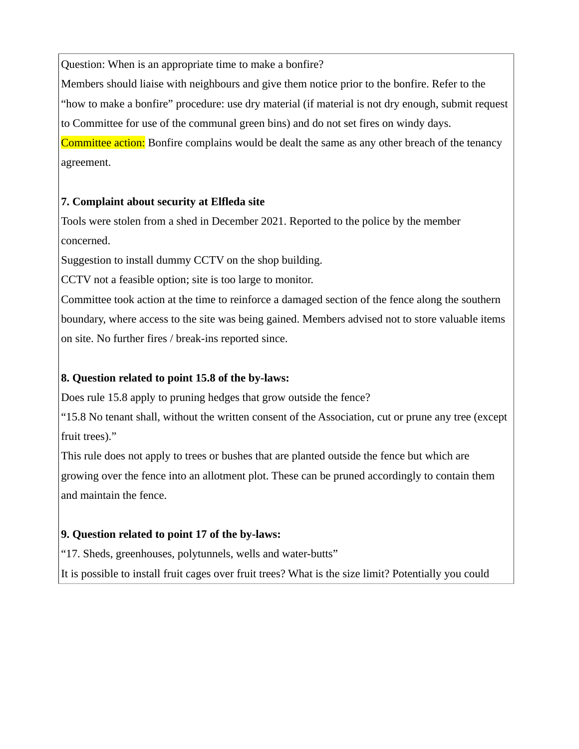Question: When is an appropriate time to make a bonfire?

Members should liaise with neighbours and give them notice prior to the bonfire. Refer to the "how to make a bonfire" procedure: use dry material (if material is not dry enough, submit request to Committee for use of the communal green bins) and do not set fires on windy days.

Committee action: Bonfire complains would be dealt the same as any other breach of the tenancy agreement.

**7. Complaint about security at Elfleda site**

Tools were stolen from a shed in December 2021. Reported to the police by the member concerned.

Suggestion to install dummy CCTV on the shop building.

CCTV not a feasible option; site is too large to monitor.

Committee took action at the time to reinforce a damaged section of the fence along the southern boundary, where access to the site was being gained. Members advised not to store valuable items on site. No further fires / break-ins reported since.

**8. Question related to point 15.8 of the by-laws:**

Does rule 15.8 apply to pruning hedges that grow outside the fence?

"15.8 No tenant shall, without the written consent of the Association, cut or prune any tree (except fruit trees)."

This rule does not apply to trees or bushes that are planted outside the fence but which are growing over the fence into an allotment plot. These can be pruned accordingly to contain them and maintain the fence.

**9. Question related to point 17 of the by-laws:**

"17. Sheds, greenhouses, polytunnels, wells and water-butts"

It is possible to install fruit cages over fruit trees? What is the size limit? Potentially you could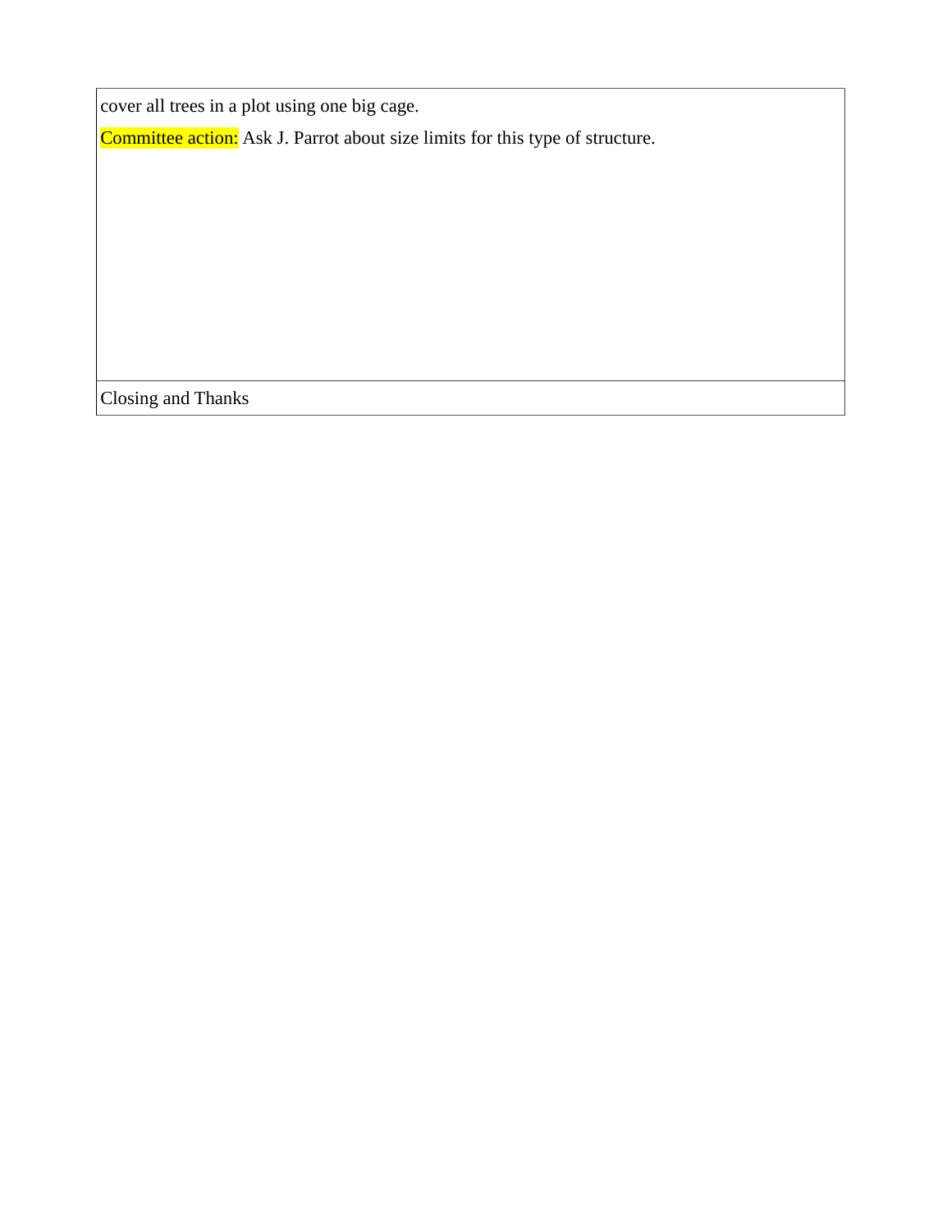| |
|---|
| cover all trees in a plot using one big cage.<br><br>Committee action: Ask J. Parrot about size limits for this type of structure. |
| Closing and Thanks |